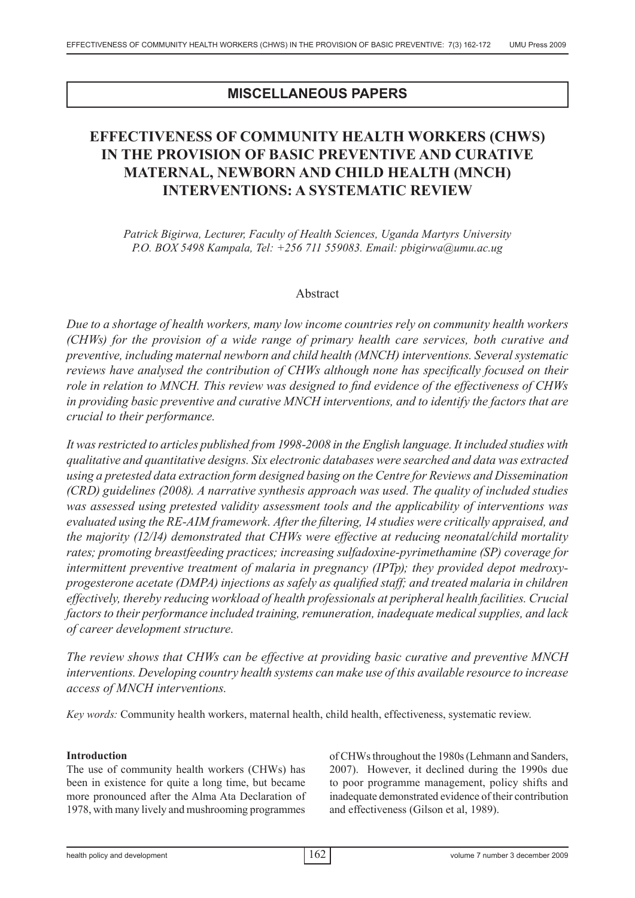## MISCELLANEOUS PAPERS

# EFFECTIVENESS OF COMMUNITY HEALTH WORKERS (CHWS) IN THE PROVISION OF BASIC PREVENTIVE AND CURATIVE MATERNAL, NEWBORN AND CHILD HEALTH (MNCH) INTERVENTIONS: A SYSTEMATIC REVIEW

*Patrick Bigirwa, Lecturer, Faculty of Health Sciences, Uganda Martyrs University P.O. BOX 5498 Kampala, Tel: +256 711 559083. Email: pbigirwa@umu.ac.ug*

## Abstract

*Due to a shortage of health workers, many low income countries rely on community health workers (CHWs) for the provision of a wide range of primary health care services, both curative and preventive, including maternal newborn and child health (MNCH) interventions. Several systematic reviews have analysed the contribution of CHWs although none has specifically focused on their role in relation to MNCH. This review was designed to find evidence of the effectiveness of CHWs in providing basic preventive and curative MNCH interventions, and to identify the factors that are crucial to their performance.*

*It was restricted to articles published from 1998-2008 in the English language. It included studies with qualitative and quantitative designs. Six electronic databases were searched and data was extracted using a pretested data extraction form designed basing on the Centre for Reviews and Dissemination (CRD) guidelines (2008). A narrative synthesis approach was used. The quality of included studies was assessed using pretested validity assessment tools and the applicability of interventions was evaluated using the RE-AIM framework. After the filtering, 14 studies were critically appraised, and the majority (12/14) demonstrated that CHWs were effective at reducing neonatal/child mortality rates; promoting breastfeeding practices; increasing sulfadoxine-pyrimethamine (SP) coverage for intermittent preventive treatment of malaria in pregnancy (IPTp); they provided depot medroxy-progesterone acetate (DMPA) injections as safely as qualified staff; and treated malaria in children effectively, thereby reducing workload of health professionals at peripheral health facilities. Crucial factors to their performance included training, remuneration, inadequate medical supplies, and lack of career development structure.*

*The review shows that CHWs can be effective at providing basic curative and preventive MNCH interventions. Developing country health systems can make use of this available resource to increase access of MNCH interventions.*

*Key words:* Community health workers, maternal health, child health, effectiveness, systematic review.

**Introduction**

The use of community health workers (CHWs) has been in existence for quite a long time, but became more pronounced after the Alma Ata Declaration of 1978, with many lively and mushrooming programmes of CHWs throughout the 1980s (Lehmann and Sanders, 2007). However, it declined during the 1990s due to poor programme management, policy shifts and inadequate demonstrated evidence of their contribution and effectiveness (Gilson et al, 1989).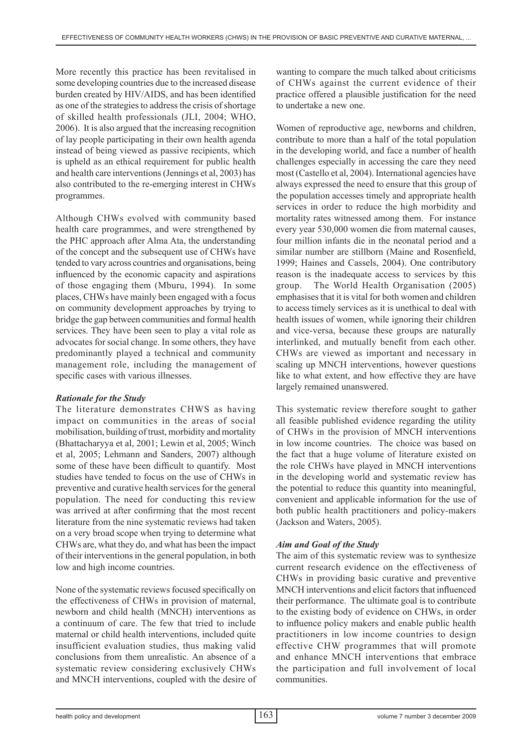More recently this practice has been revitalised in some developing countries due to the increased disease burden created by HIV/AIDS, and has been identified as one of the strategies to address the crisis of shortage of skilled health professionals (JLI, 2004; WHO, 2006). It is also argued that the increasing recognition of lay people participating in their own health agenda instead of being viewed as passive recipients, which is upheld as an ethical requirement for public health and health care interventions (Jennings et al, 2003) has also contributed to the re-emerging interest in CHWs programmes.

Although CHWs evolved with community based health care programmes, and were strengthened by the PHC approach after Alma Ata, the understanding of the concept and the subsequent use of CHWs have tended to vary across countries and organisations, being influenced by the economic capacity and aspirations of those engaging them (Mburu, 1994). In some places, CHWs have mainly been engaged with a focus on community development approaches by trying to bridge the gap between communities and formal health services. They have been seen to play a vital role as advocates for social change. In some others, they have predominantly played a technical and community management role, including the management of specific cases with various illnesses.

### *Rationale for the Study*

The literature demonstrates CHWS as having impact on communities in the areas of social mobilisation, building of trust, morbidity and mortality (Bhattacharyya et al, 2001; Lewin et al, 2005; Winch et al, 2005; Lehmann and Sanders, 2007) although some of these have been difficult to quantify. Most studies have tended to focus on the use of CHWs in preventive and curative health services for the general population. The need for conducting this review was arrived at after confirming that the most recent literature from the nine systematic reviews had taken on a very broad scope when trying to determine what CHWs are, what they do, and what has been the impact of their interventions in the general population, in both low and high income countries.

None of the systematic reviews focused specifically on the effectiveness of CHWs in provision of maternal, newborn and child health (MNCH) interventions as a continuum of care. The few that tried to include maternal or child health interventions, included quite insufficient evaluation studies, thus making valid conclusions from them unrealistic. An absence of a systematic review considering exclusively CHWs and MNCH interventions, coupled with the desire of wanting to compare the much talked about criticisms of CHWs against the current evidence of their practice offered a plausible justification for the need to undertake a new one.

Women of reproductive age, newborns and children, contribute to more than a half of the total population in the developing world, and face a number of health challenges especially in accessing the care they need most (Castello et al, 2004). International agencies have always expressed the need to ensure that this group of the population accesses timely and appropriate health services in order to reduce the high morbidity and mortality rates witnessed among them. For instance every year 530,000 women die from maternal causes, four million infants die in the neonatal period and a similar number are stillborn (Maine and Rosenfield, 1999; Haines and Cassels, 2004). One contributory reason is the inadequate access to services by this group. The World Health Organisation (2005) emphasises that it is vital for both women and children to access timely services as it is unethical to deal with health issues of women, while ignoring their children and vice-versa, because these groups are naturally interlinked, and mutually benefit from each other. CHWs are viewed as important and necessary in scaling up MNCH interventions, however questions like to what extent, and how effective they are have largely remained unanswered.

This systematic review therefore sought to gather all feasible published evidence regarding the utility of CHWs in the provision of MNCH interventions in low income countries. The choice was based on the fact that a huge volume of literature existed on the role CHWs have played in MNCH interventions in the developing world and systematic review has the potential to reduce this quantity into meaningful, convenient and applicable information for the use of both public health practitioners and policy-makers (Jackson and Waters, 2005).

### *Aim and Goal of the Study*

The aim of this systematic review was to synthesize current research evidence on the effectiveness of CHWs in providing basic curative and preventive MNCH interventions and elicit factors that influenced their performance. The ultimate goal is to contribute to the existing body of evidence on CHWs, in order to influence policy makers and enable public health practitioners in low income countries to design effective CHW programmes that will promote and enhance MNCH interventions that embrace the participation and full involvement of local communities.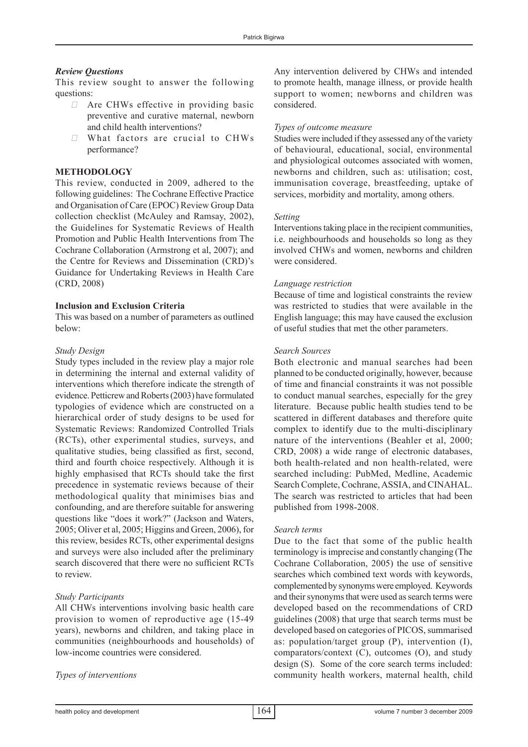### *Review Questions*

This review sought to answer the following questions:

- Are CHWs effective in providing basic preventive and curative maternal, newborn and child health interventions?
- What factors are crucial to CHWs performance?

## METHODOLOGY

This review, conducted in 2009, adhered to the following guidelines: The Cochrane Effective Practice and Organisation of Care (EPOC) Review Group Data collection checklist (McAuley and Ramsay, 2002), the Guidelines for Systematic Reviews of Health Promotion and Public Health Interventions from The Cochrane Collaboration (Armstrong et al, 2007); and the Centre for Reviews and Dissemination (CRD)'s Guidance for Undertaking Reviews in Health Care (CRD, 2008)

### Inclusion and Exclusion Criteria

This was based on a number of parameters as outlined below:

#### *Study Design*

Study types included in the review play a major role in determining the internal and external validity of interventions which therefore indicate the strength of evidence. Petticrew and Roberts (2003) have formulated typologies of evidence which are constructed on a hierarchical order of study designs to be used for Systematic Reviews: Randomized Controlled Trials (RCTs), other experimental studies, surveys, and qualitative studies, being classified as first, second, third and fourth choice respectively. Although it is highly emphasised that RCTs should take the first precedence in systematic reviews because of their methodological quality that minimises bias and confounding, and are therefore suitable for answering questions like "does it work?" (Jackson and Waters, 2005; Oliver et al, 2005; Higgins and Green, 2006), for this review, besides RCTs, other experimental designs and surveys were also included after the preliminary search discovered that there were no sufficient RCTs to review.

#### *Study Participants*

All CHWs interventions involving basic health care provision to women of reproductive age (15-49 years), newborns and children, and taking place in communities (neighbourhoods and households) of low-income countries were considered.

#### *Types of interventions*

Any intervention delivered by CHWs and intended to promote health, manage illness, or provide health support to women; newborns and children was considered.

#### *Types of outcome measure*

Studies were included if they assessed any of the variety of behavioural, educational, social, environmental and physiological outcomes associated with women, newborns and children, such as: utilisation; cost, immunisation coverage, breastfeeding, uptake of services, morbidity and mortality, among others.

#### *Setting*

Interventions taking place in the recipient communities, i.e. neighbourhoods and households so long as they involved CHWs and women, newborns and children were considered.

#### *Language restriction*

Because of time and logistical constraints the review was restricted to studies that were available in the English language; this may have caused the exclusion of useful studies that met the other parameters.

#### *Search Sources*

Both electronic and manual searches had been planned to be conducted originally, however, because of time and financial constraints it was not possible to conduct manual searches, especially for the grey literature. Because public health studies tend to be scattered in different databases and therefore quite complex to identify due to the multi-disciplinary nature of the interventions (Beahler et al, 2000; CRD, 2008) a wide range of electronic databases, both health-related and non health-related, were searched including: PubMed, Medline, Academic Search Complete, Cochrane, ASSIA, and CINAHAL. The search was restricted to articles that had been published from 1998-2008.

#### *Search terms*

Due to the fact that some of the public health terminology is imprecise and constantly changing (The Cochrane Collaboration, 2005) the use of sensitive searches which combined text words with keywords, complemented by synonyms were employed. Keywords and their synonyms that were used as search terms were developed based on the recommendations of CRD guidelines (2008) that urge that search terms must be developed based on categories of PICOS, summarised as: population/target group (P), intervention (I), comparators/context (C), outcomes (O), and study design (S). Some of the core search terms included: community health workers, maternal health, child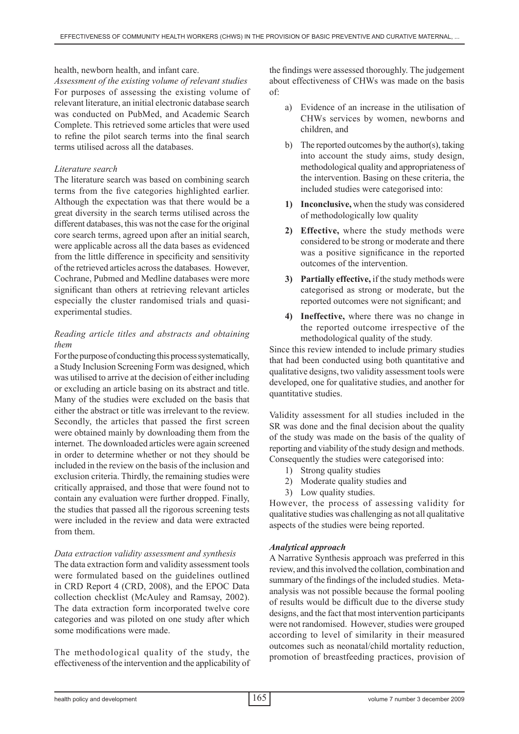health, newborn health, and infant care.

*Assessment of the existing volume of relevant studies*

For purposes of assessing the existing volume of relevant literature, an initial electronic database search was conducted on PubMed, and Academic Search Complete. This retrieved some articles that were used to refine the pilot search terms into the final search terms utilised across all the databases.

*Literature search*

The literature search was based on combining search terms from the five categories highlighted earlier. Although the expectation was that there would be a great diversity in the search terms utilised across the different databases, this was not the case for the original core search terms, agreed upon after an initial search, were applicable across all the data bases as evidenced from the little difference in specificity and sensitivity of the retrieved articles across the databases. However, Cochrane, Pubmed and Medline databases were more significant than others at retrieving relevant articles especially the cluster randomised trials and quasi-experimental studies.

*Reading article titles and abstracts and obtaining them*

For the purpose of conducting this process systematically, a Study Inclusion Screening Form was designed, which was utilised to arrive at the decision of either including or excluding an article basing on its abstract and title. Many of the studies were excluded on the basis that either the abstract or title was irrelevant to the review. Secondly, the articles that passed the first screen were obtained mainly by downloading them from the internet. The downloaded articles were again screened in order to determine whether or not they should be included in the review on the basis of the inclusion and exclusion criteria. Thirdly, the remaining studies were critically appraised, and those that were found not to contain any evaluation were further dropped. Finally, the studies that passed all the rigorous screening tests were included in the review and data were extracted from them.

*Data extraction validity assessment and synthesis*

The data extraction form and validity assessment tools were formulated based on the guidelines outlined in CRD Report 4 (CRD, 2008), and the EPOC Data collection checklist (McAuley and Ramsay, 2002). The data extraction form incorporated twelve core categories and was piloted on one study after which some modifications were made.

The methodological quality of the study, the effectiveness of the intervention and the applicability of the findings were assessed thoroughly. The judgement about effectiveness of CHWs was made on the basis of:

a) Evidence of an increase in the utilisation of CHWs services by women, newborns and children, and
b) The reported outcomes by the author(s), taking into account the study aims, study design, methodological quality and appropriateness of the intervention. Basing on these criteria, the included studies were categorised into:

1) **Inconclusive,** when the study was considered of methodologically low quality
2) **Effective,** where the study methods were considered to be strong or moderate and there was a positive significance in the reported outcomes of the intervention.
3) **Partially effective,** if the study methods were categorised as strong or moderate, but the reported outcomes were not significant; and
4) **Ineffective,** where there was no change in the reported outcome irrespective of the methodological quality of the study.

Since this review intended to include primary studies that had been conducted using both quantitative and qualitative designs, two validity assessment tools were developed, one for qualitative studies, and another for quantitative studies.

Validity assessment for all studies included in the SR was done and the final decision about the quality of the study was made on the basis of the quality of reporting and viability of the study design and methods. Consequently the studies were categorised into:

1) Strong quality studies
2) Moderate quality studies and
3) Low quality studies.

However, the process of assessing validity for qualitative studies was challenging as not all qualitative aspects of the studies were being reported.

***Analytical approach***

A Narrative Synthesis approach was preferred in this review, and this involved the collation, combination and summary of the findings of the included studies. Meta-analysis was not possible because the formal pooling of results would be difficult due to the diverse study designs, and the fact that most intervention participants were not randomised. However, studies were grouped according to level of similarity in their measured outcomes such as neonatal/child mortality reduction, promotion of breastfeeding practices, provision of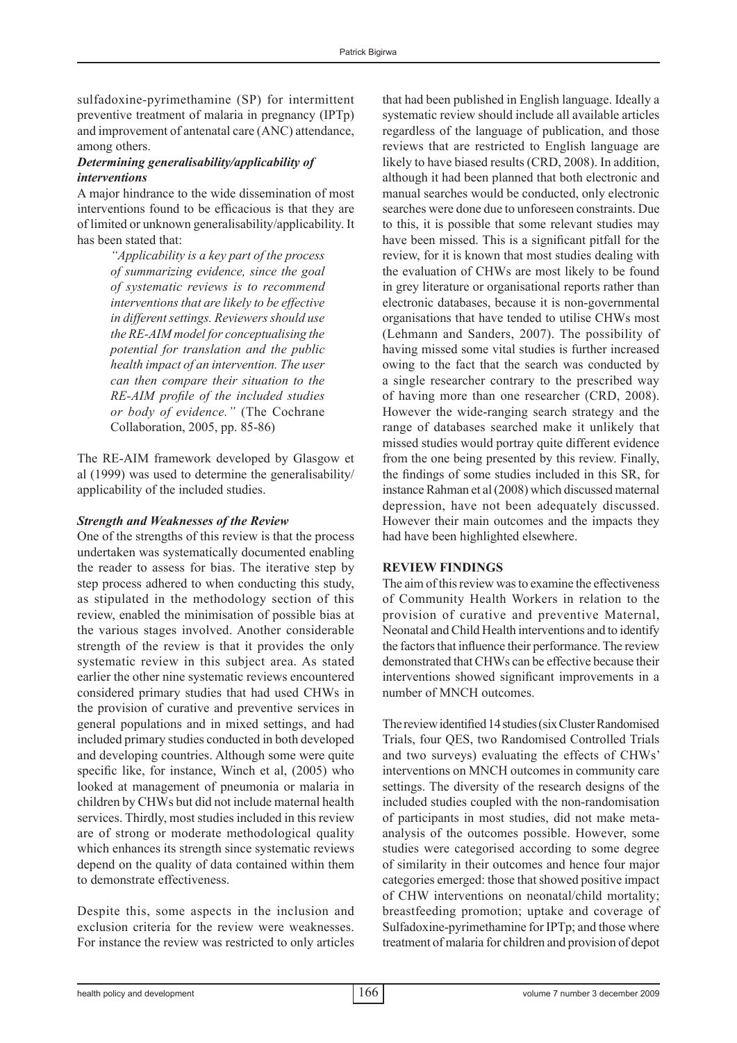sulfadoxine-pyrimethamine (SP) for intermittent preventive treatment of malaria in pregnancy (IPTp) and improvement of antenatal care (ANC) attendance, among others.

### *Determining generalisability/applicability of interventions*

A major hindrance to the wide dissemination of most interventions found to be efficacious is that they are of limited or unknown generalisability/applicability. It has been stated that:

> *"Applicability is a key part of the process of summarizing evidence, since the goal of systematic reviews is to recommend interventions that are likely to be effective in different settings. Reviewers should use the RE-AIM model for conceptualising the potential for translation and the public health impact of an intervention. The user can then compare their situation to the RE-AIM profile of the included studies or body of evidence."* (The Cochrane Collaboration, 2005, pp. 85-86)

The RE-AIM framework developed by Glasgow et al (1999) was used to determine the generalisability/applicability of the included studies.

### *Strength and Weaknesses of the Review*

One of the strengths of this review is that the process undertaken was systematically documented enabling the reader to assess for bias. The iterative step by step process adhered to when conducting this study, as stipulated in the methodology section of this review, enabled the minimisation of possible bias at the various stages involved. Another considerable strength of the review is that it provides the only systematic review in this subject area. As stated earlier the other nine systematic reviews encountered considered primary studies that had used CHWs in the provision of curative and preventive services in general populations and in mixed settings, and had included primary studies conducted in both developed and developing countries. Although some were quite specific like, for instance, Winch et al, (2005) who looked at management of pneumonia or malaria in children by CHWs but did not include maternal health services. Thirdly, most studies included in this review are of strong or moderate methodological quality which enhances its strength since systematic reviews depend on the quality of data contained within them to demonstrate effectiveness.

Despite this, some aspects in the inclusion and exclusion criteria for the review were weaknesses. For instance the review was restricted to only articles that had been published in English language. Ideally a systematic review should include all available articles regardless of the language of publication, and those reviews that are restricted to English language are likely to have biased results (CRD, 2008). In addition, although it had been planned that both electronic and manual searches would be conducted, only electronic searches were done due to unforeseen constraints. Due to this, it is possible that some relevant studies may have been missed. This is a significant pitfall for the review, for it is known that most studies dealing with the evaluation of CHWs are most likely to be found in grey literature or organisational reports rather than electronic databases, because it is non-governmental organisations that have tended to utilise CHWs most (Lehmann and Sanders, 2007). The possibility of having missed some vital studies is further increased owing to the fact that the search was conducted by a single researcher contrary to the prescribed way of having more than one researcher (CRD, 2008). However the wide-ranging search strategy and the range of databases searched make it unlikely that missed studies would portray quite different evidence from the one being presented by this review. Finally, the findings of some studies included in this SR, for instance Rahman et al (2008) which discussed maternal depression, have not been adequately discussed. However their main outcomes and the impacts they had have been highlighted elsewhere.

## REVIEW FINDINGS

The aim of this review was to examine the effectiveness of Community Health Workers in relation to the provision of curative and preventive Maternal, Neonatal and Child Health interventions and to identify the factors that influence their performance. The review demonstrated that CHWs can be effective because their interventions showed significant improvements in a number of MNCH outcomes.

The review identified 14 studies (six Cluster Randomised Trials, four QES, two Randomised Controlled Trials and two surveys) evaluating the effects of CHWs' interventions on MNCH outcomes in community care settings. The diversity of the research designs of the included studies coupled with the non-randomisation of participants in most studies, did not make meta-analysis of the outcomes possible. However, some studies were categorised according to some degree of similarity in their outcomes and hence four major categories emerged: those that showed positive impact of CHW interventions on neonatal/child mortality; breastfeeding promotion; uptake and coverage of Sulfadoxine-pyrimethamine for IPTp; and those where treatment of malaria for children and provision of depot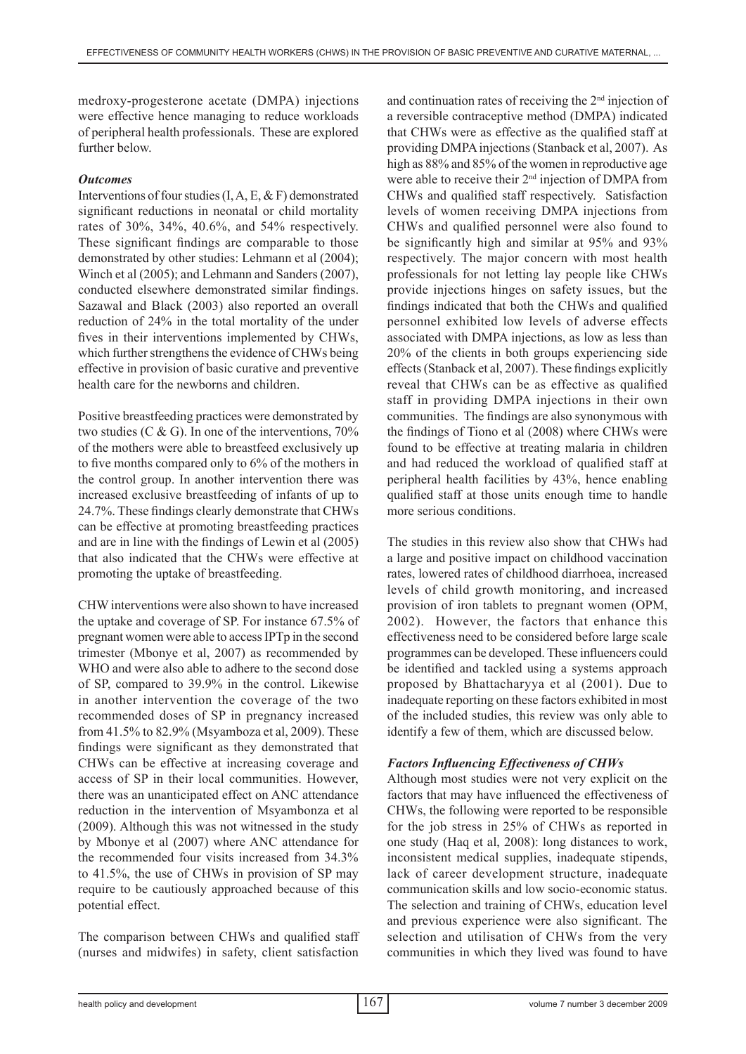medroxy-progesterone acetate (DMPA) injections were effective hence managing to reduce workloads of peripheral health professionals. These are explored further below.

### *Outcomes*

Interventions of four studies (I, A, E, & F) demonstrated significant reductions in neonatal or child mortality rates of 30%, 34%, 40.6%, and 54% respectively. These significant findings are comparable to those demonstrated by other studies: Lehmann et al (2004); Winch et al (2005); and Lehmann and Sanders (2007), conducted elsewhere demonstrated similar findings. Sazawal and Black (2003) also reported an overall reduction of 24% in the total mortality of the under fives in their interventions implemented by CHWs, which further strengthens the evidence of CHWs being effective in provision of basic curative and preventive health care for the newborns and children.

Positive breastfeeding practices were demonstrated by two studies (C & G). In one of the interventions, 70% of the mothers were able to breastfeed exclusively up to five months compared only to 6% of the mothers in the control group. In another intervention there was increased exclusive breastfeeding of infants of up to 24.7%. These findings clearly demonstrate that CHWs can be effective at promoting breastfeeding practices and are in line with the findings of Lewin et al (2005) that also indicated that the CHWs were effective at promoting the uptake of breastfeeding.

CHW interventions were also shown to have increased the uptake and coverage of SP. For instance 67.5% of pregnant women were able to access IPTp in the second trimester (Mbonye et al, 2007) as recommended by WHO and were also able to adhere to the second dose of SP, compared to 39.9% in the control. Likewise in another intervention the coverage of the two recommended doses of SP in pregnancy increased from 41.5% to 82.9% (Msyamboza et al, 2009). These findings were significant as they demonstrated that CHWs can be effective at increasing coverage and access of SP in their local communities. However, there was an unanticipated effect on ANC attendance reduction in the intervention of Msyamboza et al (2009). Although this was not witnessed in the study by Mbonye et al (2007) where ANC attendance for the recommended four visits increased from 34.3% to 41.5%, the use of CHWs in provision of SP may require to be cautiously approached because of this potential effect.

The comparison between CHWs and qualified staff (nurses and midwifes) in safety, client satisfaction and continuation rates of receiving the 2nd injection of a reversible contraceptive method (DMPA) indicated that CHWs were as effective as the qualified staff at providing DMPA injections (Stanback et al, 2007). As high as 88% and 85% of the women in reproductive age were able to receive their 2nd injection of DMPA from CHWs and qualified staff respectively. Satisfaction levels of women receiving DMPA injections from CHWs and qualified personnel were also found to be significantly high and similar at 95% and 93% respectively. The major concern with most health professionals for not letting lay people like CHWs provide injections hinges on safety issues, but the findings indicated that both the CHWs and qualified personnel exhibited low levels of adverse effects associated with DMPA injections, as low as less than 20% of the clients in both groups experiencing side effects (Stanback et al, 2007). These findings explicitly reveal that CHWs can be as effective as qualified staff in providing DMPA injections in their own communities. The findings are also synonymous with the findings of Tiono et al (2008) where CHWs were found to be effective at treating malaria in children and had reduced the workload of qualified staff at peripheral health facilities by 43%, hence enabling qualified staff at those units enough time to handle more serious conditions.

The studies in this review also show that CHWs had a large and positive impact on childhood vaccination rates, lowered rates of childhood diarrhoea, increased levels of child growth monitoring, and increased provision of iron tablets to pregnant women (OPM, 2002). However, the factors that enhance this effectiveness need to be considered before large scale programmes can be developed. These influencers could be identified and tackled using a systems approach proposed by Bhattacharyya et al (2001). Due to inadequate reporting on these factors exhibited in most of the included studies, this review was only able to identify a few of them, which are discussed below.

### *Factors Influencing Effectiveness of CHWs*

Although most studies were not very explicit on the factors that may have influenced the effectiveness of CHWs, the following were reported to be responsible for the job stress in 25% of CHWs as reported in one study (Haq et al, 2008): long distances to work, inconsistent medical supplies, inadequate stipends, lack of career development structure, inadequate communication skills and low socio-economic status. The selection and training of CHWs, education level and previous experience were also significant. The selection and utilisation of CHWs from the very communities in which they lived was found to have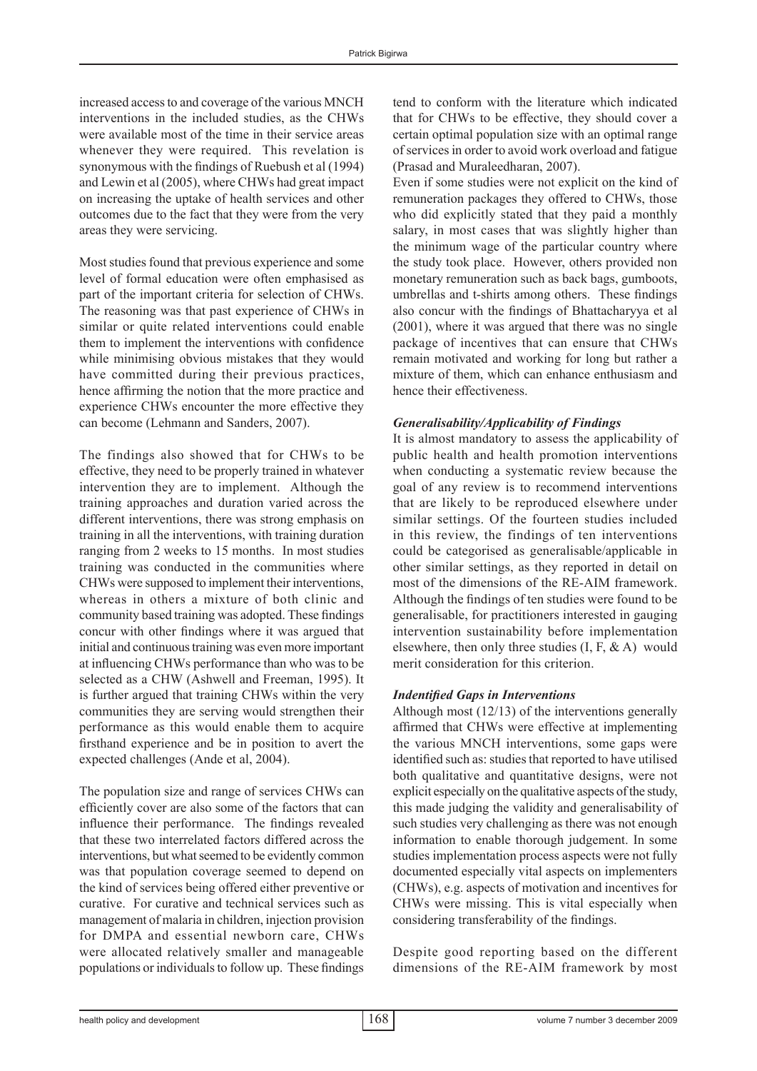increased access to and coverage of the various MNCH interventions in the included studies, as the CHWs were available most of the time in their service areas whenever they were required. This revelation is synonymous with the findings of Ruebush et al (1994) and Lewin et al (2005), where CHWs had great impact on increasing the uptake of health services and other outcomes due to the fact that they were from the very areas they were servicing.

Most studies found that previous experience and some level of formal education were often emphasised as part of the important criteria for selection of CHWs. The reasoning was that past experience of CHWs in similar or quite related interventions could enable them to implement the interventions with confidence while minimising obvious mistakes that they would have committed during their previous practices, hence affirming the notion that the more practice and experience CHWs encounter the more effective they can become (Lehmann and Sanders, 2007).

The findings also showed that for CHWs to be effective, they need to be properly trained in whatever intervention they are to implement. Although the training approaches and duration varied across the different interventions, there was strong emphasis on training in all the interventions, with training duration ranging from 2 weeks to 15 months. In most studies training was conducted in the communities where CHWs were supposed to implement their interventions, whereas in others a mixture of both clinic and community based training was adopted. These findings concur with other findings where it was argued that initial and continuous training was even more important at influencing CHWs performance than who was to be selected as a CHW (Ashwell and Freeman, 1995). It is further argued that training CHWs within the very communities they are serving would strengthen their performance as this would enable them to acquire firsthand experience and be in position to avert the expected challenges (Ande et al, 2004).

The population size and range of services CHWs can efficiently cover are also some of the factors that can influence their performance. The findings revealed that these two interrelated factors differed across the interventions, but what seemed to be evidently common was that population coverage seemed to depend on the kind of services being offered either preventive or curative. For curative and technical services such as management of malaria in children, injection provision for DMPA and essential newborn care, CHWs were allocated relatively smaller and manageable populations or individuals to follow up. These findings tend to conform with the literature which indicated that for CHWs to be effective, they should cover a certain optimal population size with an optimal range of services in order to avoid work overload and fatigue (Prasad and Muraleedharan, 2007).

Even if some studies were not explicit on the kind of remuneration packages they offered to CHWs, those who did explicitly stated that they paid a monthly salary, in most cases that was slightly higher than the minimum wage of the particular country where the study took place. However, others provided non monetary remuneration such as back bags, gumboots, umbrellas and t-shirts among others. These findings also concur with the findings of Bhattacharyya et al (2001), where it was argued that there was no single package of incentives that can ensure that CHWs remain motivated and working for long but rather a mixture of them, which can enhance enthusiasm and hence their effectiveness.

### *Generalisability/Applicability of Findings*

It is almost mandatory to assess the applicability of public health and health promotion interventions when conducting a systematic review because the goal of any review is to recommend interventions that are likely to be reproduced elsewhere under similar settings. Of the fourteen studies included in this review, the findings of ten interventions could be categorised as generalisable/applicable in other similar settings, as they reported in detail on most of the dimensions of the RE-AIM framework. Although the findings of ten studies were found to be generalisable, for practitioners interested in gauging intervention sustainability before implementation elsewhere, then only three studies (I, F, & A) would merit consideration for this criterion.

### *Indentified Gaps in Interventions*

Although most (12/13) of the interventions generally affirmed that CHWs were effective at implementing the various MNCH interventions, some gaps were identified such as: studies that reported to have utilised both qualitative and quantitative designs, were not explicit especially on the qualitative aspects of the study, this made judging the validity and generalisability of such studies very challenging as there was not enough information to enable thorough judgement. In some studies implementation process aspects were not fully documented especially vital aspects on implementers (CHWs), e.g. aspects of motivation and incentives for CHWs were missing. This is vital especially when considering transferability of the findings.

Despite good reporting based on the different dimensions of the RE-AIM framework by most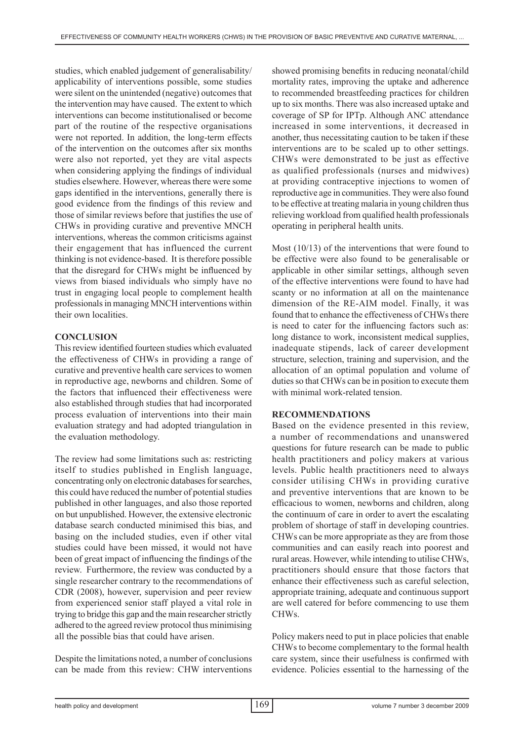studies, which enabled judgement of generalisability/applicability of interventions possible, some studies were silent on the unintended (negative) outcomes that the intervention may have caused. The extent to which interventions can become institutionalised or become part of the routine of the respective organisations were not reported. In addition, the long-term effects of the intervention on the outcomes after six months were also not reported, yet they are vital aspects when considering applying the findings of individual studies elsewhere. However, whereas there were some gaps identified in the interventions, generally there is good evidence from the findings of this review and those of similar reviews before that justifies the use of CHWs in providing curative and preventive MNCH interventions, whereas the common criticisms against their engagement that has influenced the current thinking is not evidence-based. It is therefore possible that the disregard for CHWs might be influenced by views from biased individuals who simply have no trust in engaging local people to complement health professionals in managing MNCH interventions within their own localities.

## CONCLUSION

This review identified fourteen studies which evaluated the effectiveness of CHWs in providing a range of curative and preventive health care services to women in reproductive age, newborns and children. Some of the factors that influenced their effectiveness were also established through studies that had incorporated process evaluation of interventions into their main evaluation strategy and had adopted triangulation in the evaluation methodology.

The review had some limitations such as: restricting itself to studies published in English language, concentrating only on electronic databases for searches, this could have reduced the number of potential studies published in other languages, and also those reported on but unpublished. However, the extensive electronic database search conducted minimised this bias, and basing on the included studies, even if other vital studies could have been missed, it would not have been of great impact of influencing the findings of the review. Furthermore, the review was conducted by a single researcher contrary to the recommendations of CDR (2008), however, supervision and peer review from experienced senior staff played a vital role in trying to bridge this gap and the main researcher strictly adhered to the agreed review protocol thus minimising all the possible bias that could have arisen.

Despite the limitations noted, a number of conclusions can be made from this review: CHW interventions showed promising benefits in reducing neonatal/child mortality rates, improving the uptake and adherence to recommended breastfeeding practices for children up to six months. There was also increased uptake and coverage of SP for IPTp. Although ANC attendance increased in some interventions, it decreased in another, thus necessitating caution to be taken if these interventions are to be scaled up to other settings. CHWs were demonstrated to be just as effective as qualified professionals (nurses and midwives) at providing contraceptive injections to women of reproductive age in communities. They were also found to be effective at treating malaria in young children thus relieving workload from qualified health professionals operating in peripheral health units.

Most (10/13) of the interventions that were found to be effective were also found to be generalisable or applicable in other similar settings, although seven of the effective interventions were found to have had scanty or no information at all on the maintenance dimension of the RE-AIM model. Finally, it was found that to enhance the effectiveness of CHWs there is need to cater for the influencing factors such as: long distance to work, inconsistent medical supplies, inadequate stipends, lack of career development structure, selection, training and supervision, and the allocation of an optimal population and volume of duties so that CHWs can be in position to execute them with minimal work-related tension.

## RECOMMENDATIONS

Based on the evidence presented in this review, a number of recommendations and unanswered questions for future research can be made to public health practitioners and policy makers at various levels. Public health practitioners need to always consider utilising CHWs in providing curative and preventive interventions that are known to be efficacious to women, newborns and children, along the continuum of care in order to avert the escalating problem of shortage of staff in developing countries. CHWs can be more appropriate as they are from those communities and can easily reach into poorest and rural areas. However, while intending to utilise CHWs, practitioners should ensure that those factors that enhance their effectiveness such as careful selection, appropriate training, adequate and continuous support are well catered for before commencing to use them CHWs.

Policy makers need to put in place policies that enable CHWs to become complementary to the formal health care system, since their usefulness is confirmed with evidence. Policies essential to the harnessing of the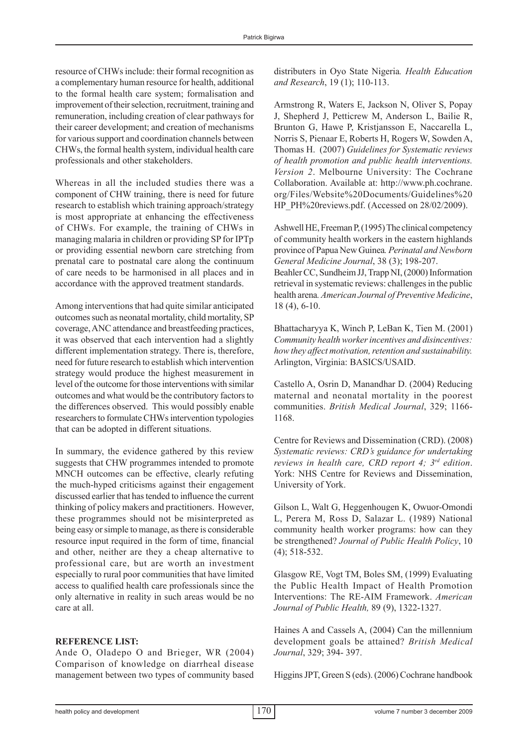resource of CHWs include: their formal recognition as a complementary human resource for health, additional to the formal health care system; formalisation and improvement of their selection, recruitment, training and remuneration, including creation of clear pathways for their career development; and creation of mechanisms for various support and coordination channels between CHWs, the formal health system, individual health care professionals and other stakeholders.

Whereas in all the included studies there was a component of CHW training, there is need for future research to establish which training approach/strategy is most appropriate at enhancing the effectiveness of CHWs. For example, the training of CHWs in managing malaria in children or providing SP for IPTp or providing essential newborn care stretching from prenatal care to postnatal care along the continuum of care needs to be harmonised in all places and in accordance with the approved treatment standards.

Among interventions that had quite similar anticipated outcomes such as neonatal mortality, child mortality, SP coverage, ANC attendance and breastfeeding practices, it was observed that each intervention had a slightly different implementation strategy. There is, therefore, need for future research to establish which intervention strategy would produce the highest measurement in level of the outcome for those interventions with similar outcomes and what would be the contributory factors to the differences observed. This would possibly enable researchers to formulate CHWs intervention typologies that can be adopted in different situations.

In summary, the evidence gathered by this review suggests that CHW programmes intended to promote MNCH outcomes can be effective, clearly refuting the much-hyped criticisms against their engagement discussed earlier that has tended to influence the current thinking of policy makers and practitioners. However, these programmes should not be misinterpreted as being easy or simple to manage, as there is considerable resource input required in the form of time, financial and other, neither are they a cheap alternative to professional care, but are worth an investment especially to rural poor communities that have limited access to qualified health care professionals since the only alternative in reality in such areas would be no care at all.

**REFERENCE LIST:**

Ande O, Oladepo O and Brieger, WR (2004) Comparison of knowledge on diarrheal disease management between two types of community based distributers in Oyo State Nigeria*. Health Education and Research*, 19 (1); 110-113.

Armstrong R, Waters E, Jackson N, Oliver S, Popay J, Shepherd J, Petticrew M, Anderson L, Bailie R, Brunton G, Hawe P, Kristjansson E, Naccarella L, Norris S, Pienaar E, Roberts H, Rogers W, Sowden A, Thomas H. (2007) *Guidelines for Systematic reviews of health promotion and public health interventions. Version 2*. Melbourne University: The Cochrane Collaboration. Available at: http://www.ph.cochrane.org/Files/Website%20Documents/Guidelines%20HP_PH%20reviews.pdf. (Accessed on 28/02/2009).

Ashwell HE, Freeman P, (1995) The clinical competency of community health workers in the eastern highlands province of Papua New Guinea*. Perinatal and Newborn General Medicine Journal*, 38 (3); 198-207.

Beahler CC, Sundheim JJ, Trapp NI, (2000) Information retrieval in systematic reviews: challenges in the public health arena*. American Journal of Preventive Medicine*, 18 (4), 6-10.

Bhattacharyya K, Winch P, LeBan K, Tien M. (2001) *Community health worker incentives and disincentives: how they affect motivation, retention and sustainability.* Arlington, Virginia: BASICS/USAID.

Castello A, Osrin D, Manandhar D. (2004) Reducing maternal and neonatal mortality in the poorest communities. *British Medical Journal*, 329; 1166-1168.

Centre for Reviews and Dissemination (CRD). (2008) *Systematic reviews: CRD's guidance for undertaking reviews in health care, CRD report 4; 3rd edition*. York: NHS Centre for Reviews and Dissemination, University of York.

Gilson L, Walt G, Heggenhougen K, Owuor-Omondi L, Perera M, Ross D, Salazar L. (1989) National community health worker programs: how can they be strengthened? *Journal of Public Health Policy*, 10 (4); 518-532.

Glasgow RE, Vogt TM, Boles SM, (1999) Evaluating the Public Health Impact of Health Promotion Interventions: The RE-AIM Framework. *American Journal of Public Health,* 89 (9), 1322-1327.

Haines A and Cassels A, (2004) Can the millennium development goals be attained? *British Medical Journal*, 329; 394- 397.

Higgins JPT, Green S (eds). (2006) Cochrane handbook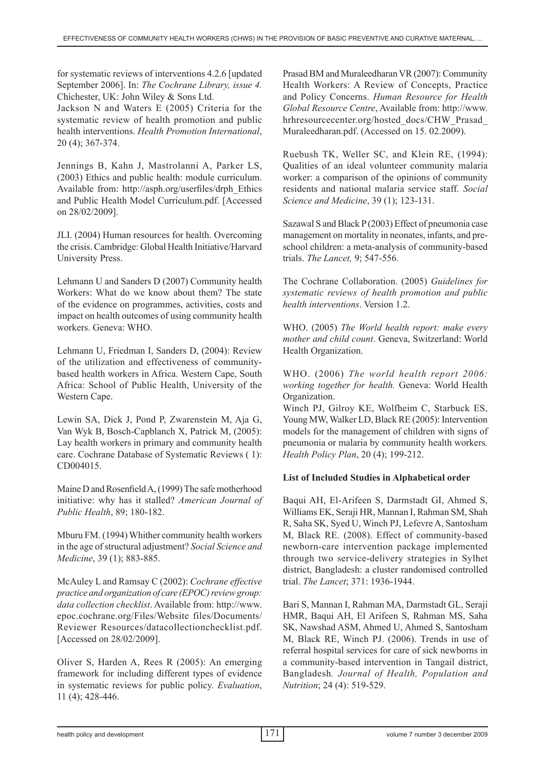for systematic reviews of interventions 4.2.6 [updated September 2006]. In: *The Cochrane Library, issue 4.* Chichester, UK: John Wiley & Sons Ltd.

Jackson N and Waters E (2005) Criteria for the systematic review of health promotion and public health interventions. *Health Promotion International*, 20 (4); 367-374.

Jennings B, Kahn J, Mastrolanni A, Parker LS, (2003) Ethics and public health: module curriculum. Available from: http://asph.org/userfiles/drph_Ethics and Public Health Model Curriculum.pdf. [Accessed on 28/02/2009].

JLI. (2004) Human resources for health. Overcoming the crisis. Cambridge: Global Health Initiative/Harvard University Press.

Lehmann U and Sanders D (2007) Community health Workers: What do we know about them? The state of the evidence on programmes, activities, costs and impact on health outcomes of using community health workers. Geneva: WHO.

Lehmann U, Friedman I, Sanders D, (2004): Review of the utilization and effectiveness of community-based health workers in Africa. Western Cape, South Africa: School of Public Health, University of the Western Cape.

Lewin SA, Dick J, Pond P, Zwarenstein M, Aja G, Van Wyk B, Bosch-Capblanch X, Patrick M, (2005): Lay health workers in primary and community health care. Cochrane Database of Systematic Reviews ( 1): CD004015.

Maine D and Rosenfield A, (1999) The safe motherhood initiative: why has it stalled? *American Journal of Public Health*, 89; 180-182.

Mburu FM. (1994) Whither community health workers in the age of structural adjustment? *Social Science and Medicine*, 39 (1); 883-885.

McAuley L and Ramsay C (2002): *Cochrane effective practice and organization of care (EPOC) review group: data collection checklist*. Available from: http://www.epoc.cochrane.org/Files/Website files/Documents/Reviewer Resources/datacollectionchecklist.pdf. [Accessed on 28/02/2009].

Oliver S, Harden A, Rees R (2005): An emerging framework for including different types of evidence in systematic reviews for public policy. *Evaluation*, 11 (4); 428-446.

Prasad BM and Muraleedharan VR (2007): Community Health Workers: A Review of Concepts, Practice and Policy Concerns. *Human Resource for Health Global Resource Centre*, Available from: http://www.hrhresourcecenter.org/hosted_docs/CHW_Prasad_Muraleedharan.pdf. (Accessed on 15. 02.2009).

Ruebush TK, Weller SC, and Klein RE, (1994): Qualities of an ideal volunteer community malaria worker: a comparison of the opinions of community residents and national malaria service staff. *Social Science and Medicine*, 39 (1); 123-131.

Sazawal S and Black P (2003) Effect of pneumonia case management on mortality in neonates, infants, and pre-school children: a meta-analysis of community-based trials. *The Lancet,* 9; 547-556.

The Cochrane Collaboration. (2005) *Guidelines for systematic reviews of health promotion and public health interventions*. Version 1.2.

WHO. (2005) *The World health report: make every mother and child count*. Geneva, Switzerland: World Health Organization.

WHO. (2006) *The world health report 2006: working together for health.* Geneva: World Health Organization.

Winch PJ, Gilroy KE, Wolfheim C, Starbuck ES, Young MW, Walker LD, Black RE (2005): Intervention models for the management of children with signs of pneumonia or malaria by community health workers*. Health Policy Plan*, 20 (4); 199-212.

**List of Included Studies in Alphabetical order**

Baqui AH, El-Arifeen S, Darmstadt GI, Ahmed S, Williams EK, Seraji HR, Mannan I, Rahman SM, Shah R, Saha SK, Syed U, Winch PJ, Lefevre A, Santosham M, Black RE. (2008). Effect of community-based newborn-care intervention package implemented through two service-delivery strategies in Sylhet district, Bangladesh: a cluster randomised controlled trial. *The Lancet*; 371: 1936-1944.

Bari S, Mannan I, Rahman MA, Darmstadt GL, Seraji HMR, Baqui AH, El Arifeen S, Rahman MS, Saha SK, Nawshad ASM, Ahmed U, Ahmed S, Santosham M, Black RE, Winch PJ. (2006). Trends in use of referral hospital services for care of sick newborns in a community-based intervention in Tangail district, Bangladesh*. Journal of Health, Population and Nutrition*; 24 (4): 519-529.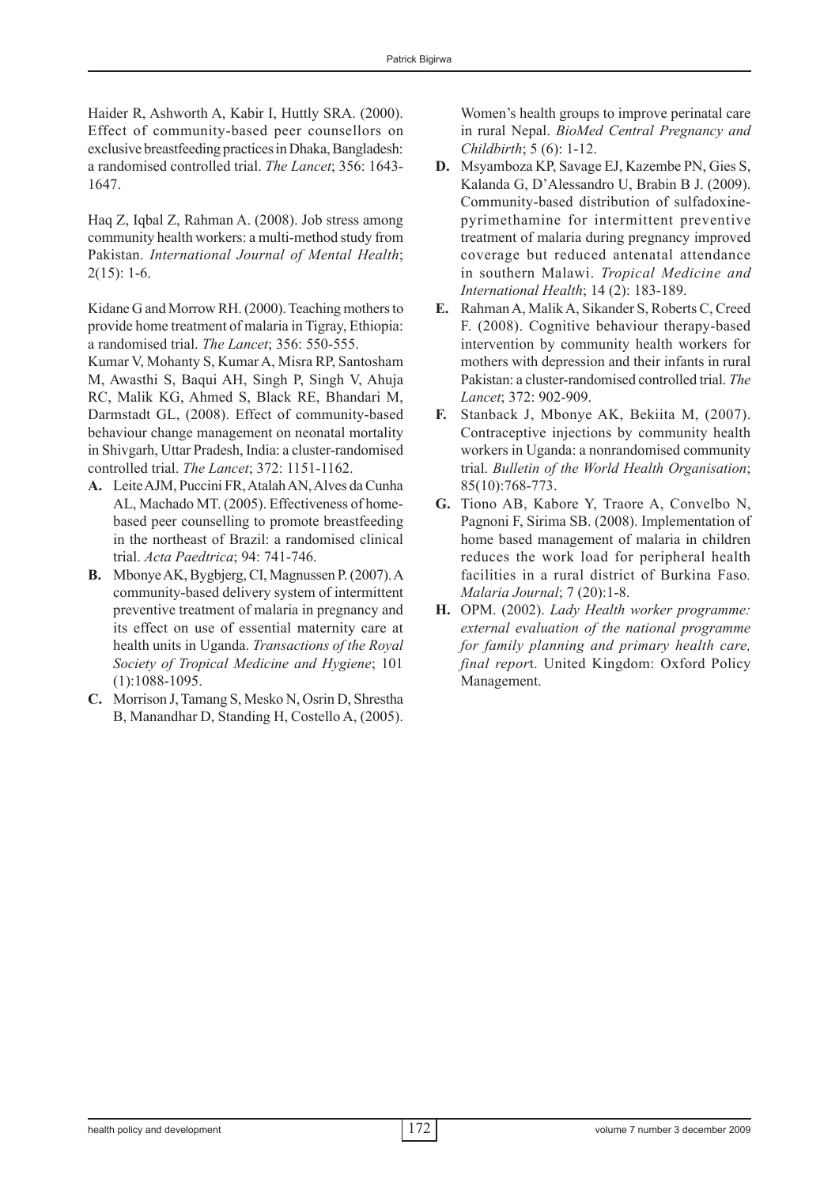Haider R, Ashworth A, Kabir I, Huttly SRA. (2000). Effect of community-based peer counsellors on exclusive breastfeeding practices in Dhaka, Bangladesh: a randomised controlled trial. *The Lancet*; 356: 1643-1647.

Haq Z, Iqbal Z, Rahman A. (2008). Job stress among community health workers: a multi-method study from Pakistan. *International Journal of Mental Health*; 2(15): 1-6.

Kidane G and Morrow RH. (2000). Teaching mothers to provide home treatment of malaria in Tigray, Ethiopia: a randomised trial. *The Lancet*; 356: 550-555.

Kumar V, Mohanty S, Kumar A, Misra RP, Santosham M, Awasthi S, Baqui AH, Singh P, Singh V, Ahuja RC, Malik KG, Ahmed S, Black RE, Bhandari M, Darmstadt GL, (2008). Effect of community-based behaviour change management on neonatal mortality in Shivgarh, Uttar Pradesh, India: a cluster-randomised controlled trial. *The Lancet*; 372: 1151-1162.

**A.** Leite AJM, Puccini FR, Atalah AN, Alves da Cunha AL, Machado MT. (2005). Effectiveness of home-based peer counselling to promote breastfeeding in the northeast of Brazil: a randomised clinical trial. *Acta Paedtrica*; 94: 741-746.

**B.** Mbonye AK, Bygbjerg, CI, Magnussen P. (2007). A community-based delivery system of intermittent preventive treatment of malaria in pregnancy and its effect on use of essential maternity care at health units in Uganda. *Transactions of the Royal Society of Tropical Medicine and Hygiene*; 101 (1):1088-1095.

**C.** Morrison J, Tamang S, Mesko N, Osrin D, Shrestha B, Manandhar D, Standing H, Costello A, (2005). Women's health groups to improve perinatal care in rural Nepal. *BioMed Central Pregnancy and Childbirth*; 5 (6): 1-12.

**D.** Msyamboza KP, Savage EJ, Kazembe PN, Gies S, Kalanda G, D'Alessandro U, Brabin B J. (2009). Community-based distribution of sulfadoxine-pyrimethamine for intermittent preventive treatment of malaria during pregnancy improved coverage but reduced antenatal attendance in southern Malawi. *Tropical Medicine and International Health*; 14 (2): 183-189.

**E.** Rahman A, Malik A, Sikander S, Roberts C, Creed F. (2008). Cognitive behaviour therapy-based intervention by community health workers for mothers with depression and their infants in rural Pakistan: a cluster-randomised controlled trial. *The Lancet*; 372: 902-909.

**F.** Stanback J, Mbonye AK, Bekiita M, (2007). Contraceptive injections by community health workers in Uganda: a nonrandomised community trial. *Bulletin of the World Health Organisation*; 85(10):768-773.

**G.** Tiono AB, Kabore Y, Traore A, Convelbo N, Pagnoni F, Sirima SB. (2008). Implementation of home based management of malaria in children reduces the work load for peripheral health facilities in a rural district of Burkina Faso. *Malaria Journal*; 7 (20):1-8.

**H.** OPM. (2002). *Lady Health worker programme: external evaluation of the national programme for family planning and primary health care, final repor*t. United Kingdom: Oxford Policy Management.